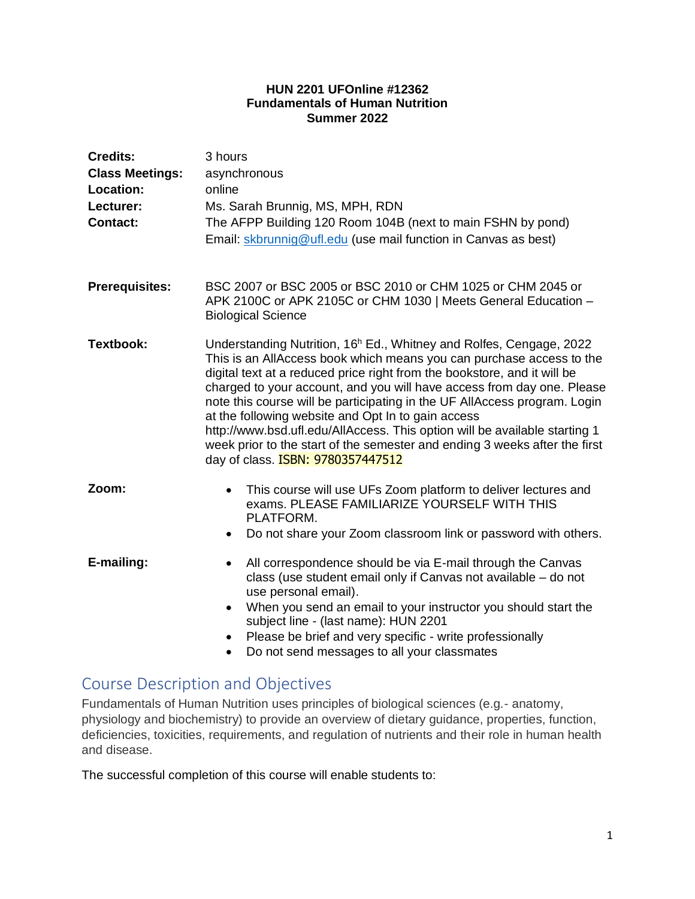**HUN 2201 UFOnline #12362**
**Fundamentals of Human Nutrition**
**Summer 2022**

| | |
|---|---|
| **Credits:** | 3 hours |
| **Class Meetings:** | asynchronous |
| **Location:** | online |
| **Lecturer:** | Ms. Sarah Brunnig, MS, MPH, RDN |
| **Contact:** | The AFPP Building 120 Room 104B (next to main FSHN by pond)<br>Email: skbrunnig@ufl.edu (use mail function in Canvas as best) |
| **Prerequisites:** | BSC 2007 or BSC 2005 or BSC 2010 or CHM 1025 or CHM 2045 or APK 2100C or APK 2105C or CHM 1030 \| Meets General Education – Biological Science |
| **Textbook:** | Understanding Nutrition, 16h Ed., Whitney and Rolfes, Cengage, 2022 This is an AllAccess book which means you can purchase access to the digital text at a reduced price right from the bookstore, and it will be charged to your account, and you will have access from day one. Please note this course will be participating in the UF AllAccess program. Login at the following website and Opt In to gain access http://www.bsd.ufl.edu/AllAccess. This option will be available starting 1 week prior to the start of the semester and ending 3 weeks after the first day of class. ISBN: 9780357447512 |

**Zoom:**

- This course will use UFs Zoom platform to deliver lectures and exams. PLEASE FAMILIARIZE YOURSELF WITH THIS PLATFORM.
- Do not share your Zoom classroom link or password with others.

**E-mailing:**

- All correspondence should be via E-mail through the Canvas class (use student email only if Canvas not available – do not use personal email).
- When you send an email to your instructor you should start the subject line - (last name): HUN 2201
- Please be brief and very specific - write professionally
- Do not send messages to all your classmates

## Course Description and Objectives

Fundamentals of Human Nutrition uses principles of biological sciences (e.g.- anatomy, physiology and biochemistry) to provide an overview of dietary guidance, properties, function, deficiencies, toxicities, requirements, and regulation of nutrients and their role in human health and disease.

The successful completion of this course will enable students to: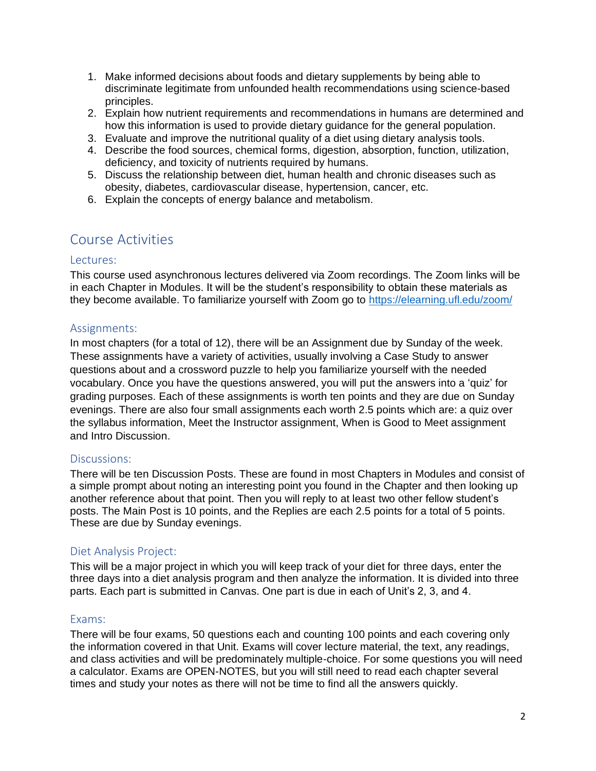1. Make informed decisions about foods and dietary supplements by being able to discriminate legitimate from unfounded health recommendations using science-based principles.
2. Explain how nutrient requirements and recommendations in humans are determined and how this information is used to provide dietary guidance for the general population.
3. Evaluate and improve the nutritional quality of a diet using dietary analysis tools.
4. Describe the food sources, chemical forms, digestion, absorption, function, utilization, deficiency, and toxicity of nutrients required by humans.
5. Discuss the relationship between diet, human health and chronic diseases such as obesity, diabetes, cardiovascular disease, hypertension, cancer, etc.
6. Explain the concepts of energy balance and metabolism.

## Course Activities

### Lectures:

This course used asynchronous lectures delivered via Zoom recordings. The Zoom links will be in each Chapter in Modules. It will be the student's responsibility to obtain these materials as they become available. To familiarize yourself with Zoom go to https://elearning.ufl.edu/zoom/

### Assignments:

In most chapters (for a total of 12), there will be an Assignment due by Sunday of the week. These assignments have a variety of activities, usually involving a Case Study to answer questions about and a crossword puzzle to help you familiarize yourself with the needed vocabulary. Once you have the questions answered, you will put the answers into a 'quiz' for grading purposes. Each of these assignments is worth ten points and they are due on Sunday evenings. There are also four small assignments each worth 2.5 points which are: a quiz over the syllabus information, Meet the Instructor assignment, When is Good to Meet assignment and Intro Discussion.

### Discussions:

There will be ten Discussion Posts. These are found in most Chapters in Modules and consist of a simple prompt about noting an interesting point you found in the Chapter and then looking up another reference about that point. Then you will reply to at least two other fellow student's posts. The Main Post is 10 points, and the Replies are each 2.5 points for a total of 5 points. These are due by Sunday evenings.

### Diet Analysis Project:

This will be a major project in which you will keep track of your diet for three days, enter the three days into a diet analysis program and then analyze the information. It is divided into three parts. Each part is submitted in Canvas. One part is due in each of Unit's 2, 3, and 4.

### Exams:

There will be four exams, 50 questions each and counting 100 points and each covering only the information covered in that Unit. Exams will cover lecture material, the text, any readings, and class activities and will be predominately multiple-choice. For some questions you will need a calculator. Exams are OPEN-NOTES, but you will still need to read each chapter several times and study your notes as there will not be time to find all the answers quickly.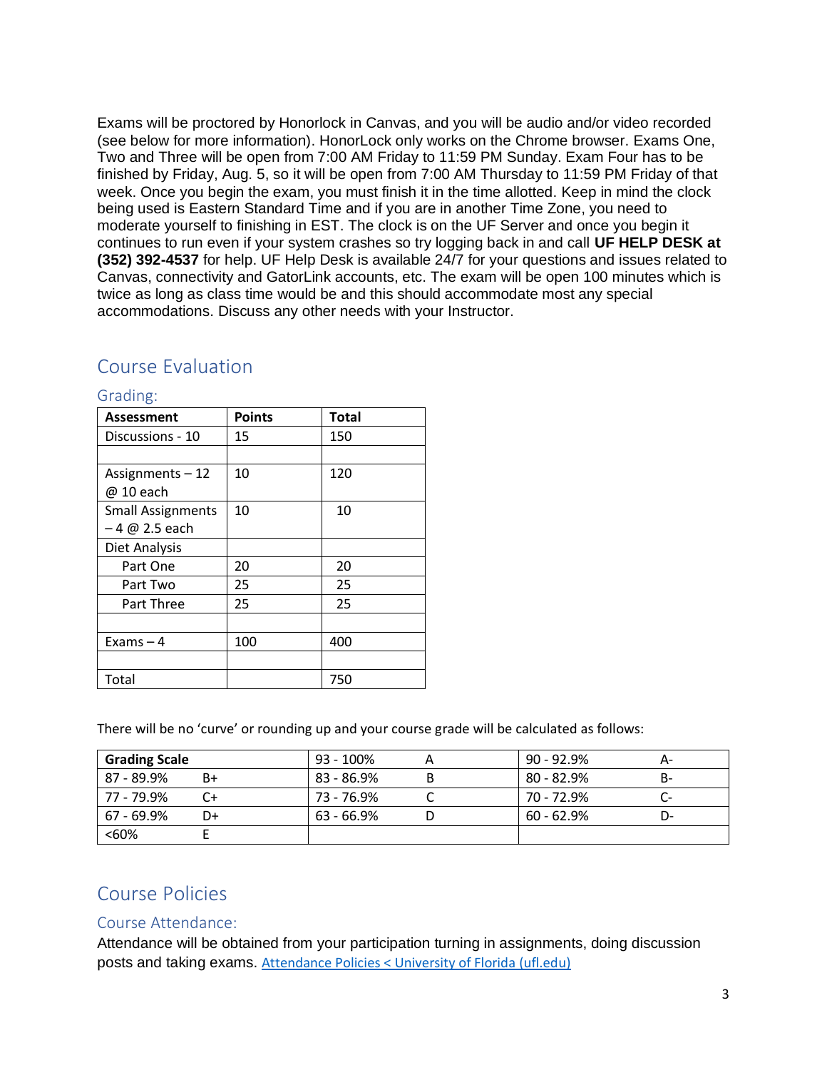Exams will be proctored by Honorlock in Canvas, and you will be audio and/or video recorded (see below for more information). HonorLock only works on the Chrome browser. Exams One, Two and Three will be open from 7:00 AM Friday to 11:59 PM Sunday. Exam Four has to be finished by Friday, Aug. 5, so it will be open from 7:00 AM Thursday to 11:59 PM Friday of that week. Once you begin the exam, you must finish it in the time allotted. Keep in mind the clock being used is Eastern Standard Time and if you are in another Time Zone, you need to moderate yourself to finishing in EST. The clock is on the UF Server and once you begin it continues to run even if your system crashes so try logging back in and call **UF HELP DESK at (352) 392-4537** for help. UF Help Desk is available 24/7 for your questions and issues related to Canvas, connectivity and GatorLink accounts, etc. The exam will be open 100 minutes which is twice as long as class time would be and this should accommodate most any special accommodations. Discuss any other needs with your Instructor.

# Course Evaluation

## Grading:

| Assessment | Points | Total |
|---|---|---|
| Discussions - 10 | 15 | 150 |
| | | |
| Assignments – 12 @ 10 each | 10 | 120 |
| Small Assignments – 4 @ 2.5 each | 10 | 10 |
| Diet Analysis | | |
| Part One | 20 | 20 |
| Part Two | 25 | 25 |
| Part Three | 25 | 25 |
| | | |
| Exams – 4 | 100 | 400 |
| | | |
| Total | | 750 |

There will be no 'curve' or rounding up and your course grade will be calculated as follows:

| Grading Scale | | 93 - 100% | A | 90 - 92.9% | A- |
|---|---|---|---|---|---|
| 87 - 89.9% | B+ | 83 - 86.9% | B | 80 - 82.9% | B- |
| 77 - 79.9% | C+ | 73 - 76.9% | C | 70 - 72.9% | C- |
| 67 - 69.9% | D+ | 63 - 66.9% | D | 60 - 62.9% | D- |
| <60% | E | | | | |

# Course Policies

## Course Attendance:

Attendance will be obtained from your participation turning in assignments, doing discussion posts and taking exams. [Attendance Policies < University of Florida (ufl.edu)](https://catalog.ufl.edu)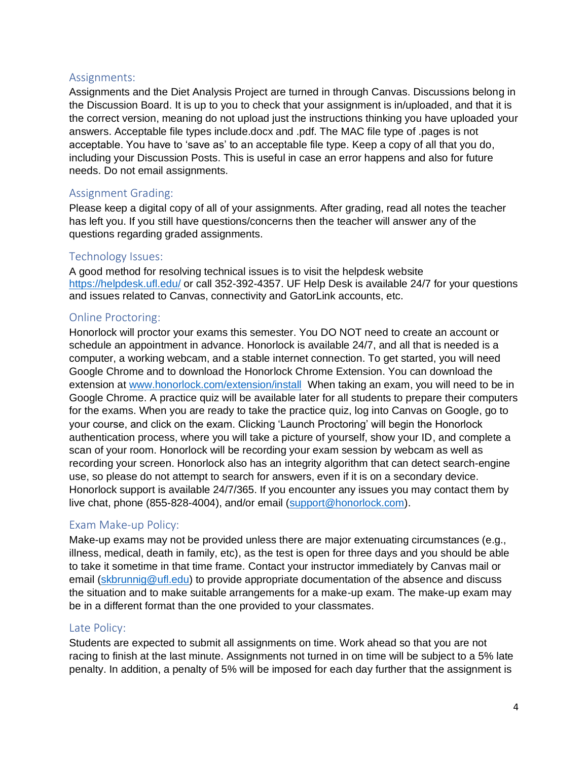## Assignments:

Assignments and the Diet Analysis Project are turned in through Canvas. Discussions belong in the Discussion Board. It is up to you to check that your assignment is in/uploaded, and that it is the correct version, meaning do not upload just the instructions thinking you have uploaded your answers. Acceptable file types include.docx and .pdf. The MAC file type of .pages is not acceptable. You have to 'save as' to an acceptable file type. Keep a copy of all that you do, including your Discussion Posts. This is useful in case an error happens and also for future needs. Do not email assignments.

## Assignment Grading:

Please keep a digital copy of all of your assignments. After grading, read all notes the teacher has left you. If you still have questions/concerns then the teacher will answer any of the questions regarding graded assignments.

## Technology Issues:

A good method for resolving technical issues is to visit the helpdesk website [https://helpdesk.ufl.edu/](https://helpdesk.ufl.edu/) or call 352-392-4357. UF Help Desk is available 24/7 for your questions and issues related to Canvas, connectivity and GatorLink accounts, etc.

## Online Proctoring:

Honorlock will proctor your exams this semester. You DO NOT need to create an account or schedule an appointment in advance. Honorlock is available 24/7, and all that is needed is a computer, a working webcam, and a stable internet connection. To get started, you will need Google Chrome and to download the Honorlock Chrome Extension. You can download the extension at [www.honorlock.com/extension/install](www.honorlock.com/extension/install) When taking an exam, you will need to be in Google Chrome. A practice quiz will be available later for all students to prepare their computers for the exams. When you are ready to take the practice quiz, log into Canvas on Google, go to your course, and click on the exam. Clicking 'Launch Proctoring' will begin the Honorlock authentication process, where you will take a picture of yourself, show your ID, and complete a scan of your room. Honorlock will be recording your exam session by webcam as well as recording your screen. Honorlock also has an integrity algorithm that can detect search-engine use, so please do not attempt to search for answers, even if it is on a secondary device. Honorlock support is available 24/7/365. If you encounter any issues you may contact them by live chat, phone (855-828-4004), and/or email ([support@honorlock.com](mailto:support@honorlock.com)).

## Exam Make-up Policy:

Make-up exams may not be provided unless there are major extenuating circumstances (e.g., illness, medical, death in family, etc), as the test is open for three days and you should be able to take it sometime in that time frame. Contact your instructor immediately by Canvas mail or email ([skbrunnig@ufl.edu](mailto:skbrunnig@ufl.edu)) to provide appropriate documentation of the absence and discuss the situation and to make suitable arrangements for a make-up exam. The make-up exam may be in a different format than the one provided to your classmates.

## Late Policy:

Students are expected to submit all assignments on time. Work ahead so that you are not racing to finish at the last minute. Assignments not turned in on time will be subject to a 5% late penalty. In addition, a penalty of 5% will be imposed for each day further that the assignment is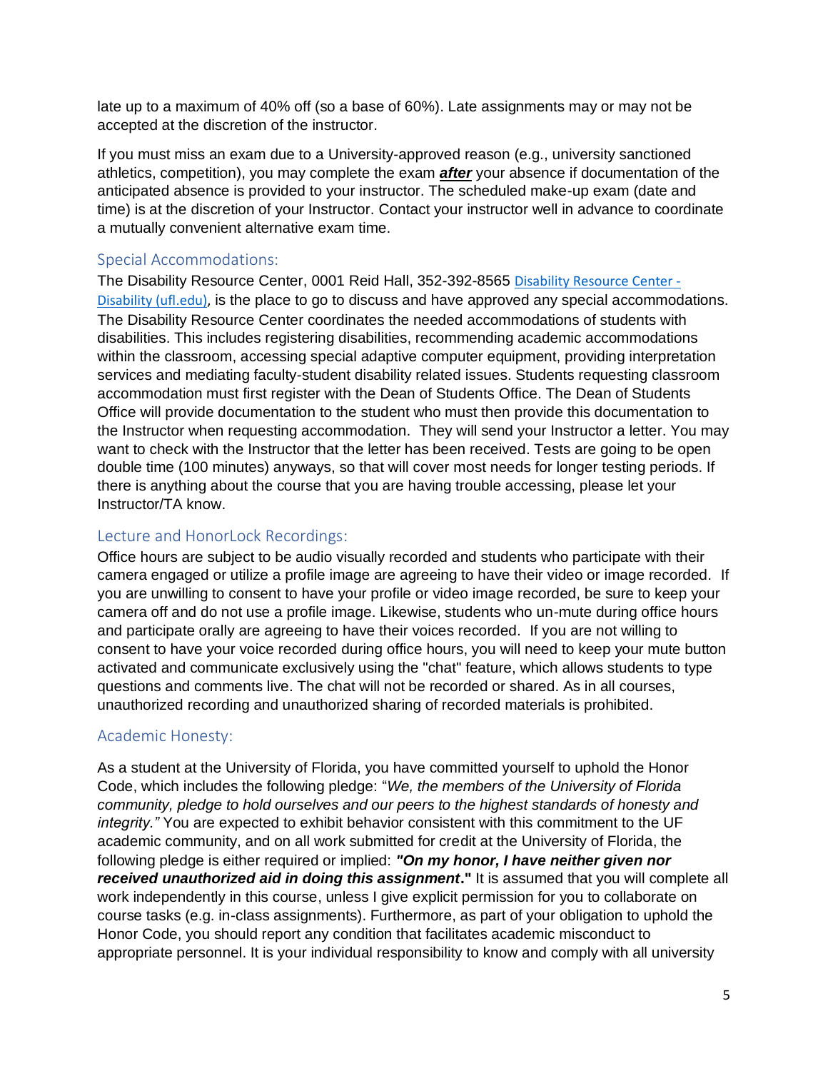late up to a maximum of 40% off (so a base of 60%). Late assignments may or may not be accepted at the discretion of the instructor.

If you must miss an exam due to a University-approved reason (e.g., university sanctioned athletics, competition), you may complete the exam ***after*** your absence if documentation of the anticipated absence is provided to your instructor. The scheduled make-up exam (date and time) is at the discretion of your Instructor. Contact your instructor well in advance to coordinate a mutually convenient alternative exam time.

### Special Accommodations:

The Disability Resource Center, 0001 Reid Hall, 352-392-8565 [Disability Resource Center - Disability (ufl.edu)](), is the place to go to discuss and have approved any special accommodations. The Disability Resource Center coordinates the needed accommodations of students with disabilities. This includes registering disabilities, recommending academic accommodations within the classroom, accessing special adaptive computer equipment, providing interpretation services and mediating faculty-student disability related issues. Students requesting classroom accommodation must first register with the Dean of Students Office. The Dean of Students Office will provide documentation to the student who must then provide this documentation to the Instructor when requesting accommodation. They will send your Instructor a letter. You may want to check with the Instructor that the letter has been received. Tests are going to be open double time (100 minutes) anyways, so that will cover most needs for longer testing periods. If there is anything about the course that you are having trouble accessing, please let your Instructor/TA know.

### Lecture and HonorLock Recordings:

Office hours are subject to be audio visually recorded and students who participate with their camera engaged or utilize a profile image are agreeing to have their video or image recorded. If you are unwilling to consent to have your profile or video image recorded, be sure to keep your camera off and do not use a profile image. Likewise, students who un-mute during office hours and participate orally are agreeing to have their voices recorded. If you are not willing to consent to have your voice recorded during office hours, you will need to keep your mute button activated and communicate exclusively using the "chat" feature, which allows students to type questions and comments live. The chat will not be recorded or shared. As in all courses, unauthorized recording and unauthorized sharing of recorded materials is prohibited.

### Academic Honesty:

As a student at the University of Florida, you have committed yourself to uphold the Honor Code, which includes the following pledge: "*We, the members of the University of Florida community, pledge to hold ourselves and our peers to the highest standards of honesty and integrity.*" You are expected to exhibit behavior consistent with this commitment to the UF academic community, and on all work submitted for credit at the University of Florida, the following pledge is either required or implied: ***"On my honor, I have neither given nor received unauthorized aid in doing this assignment*."** It is assumed that you will complete all work independently in this course, unless I give explicit permission for you to collaborate on course tasks (e.g. in-class assignments). Furthermore, as part of your obligation to uphold the Honor Code, you should report any condition that facilitates academic misconduct to appropriate personnel. It is your individual responsibility to know and comply with all university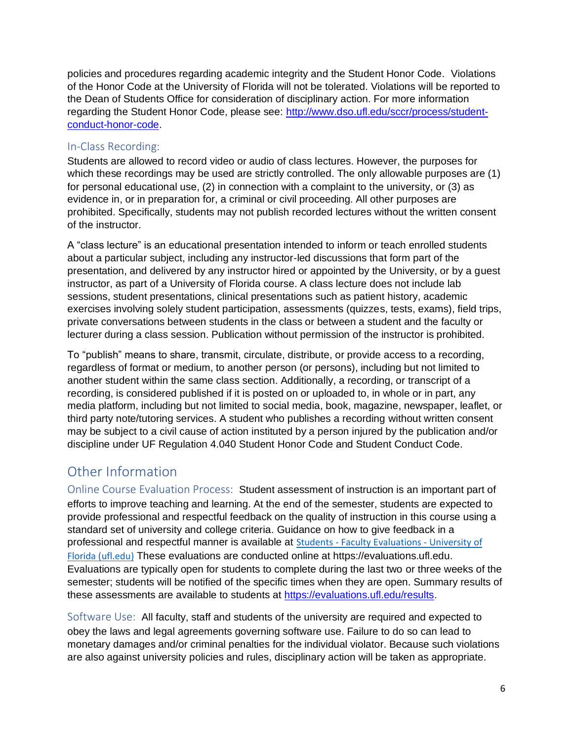policies and procedures regarding academic integrity and the Student Honor Code. Violations of the Honor Code at the University of Florida will not be tolerated. Violations will be reported to the Dean of Students Office for consideration of disciplinary action. For more information regarding the Student Honor Code, please see: [http://www.dso.ufl.edu/sccr/process/student-conduct-honor-code](http://www.dso.ufl.edu/sccr/process/student-conduct-honor-code).

### In-Class Recording:

Students are allowed to record video or audio of class lectures. However, the purposes for which these recordings may be used are strictly controlled. The only allowable purposes are (1) for personal educational use, (2) in connection with a complaint to the university, or (3) as evidence in, or in preparation for, a criminal or civil proceeding. All other purposes are prohibited. Specifically, students may not publish recorded lectures without the written consent of the instructor.

A "class lecture" is an educational presentation intended to inform or teach enrolled students about a particular subject, including any instructor-led discussions that form part of the presentation, and delivered by any instructor hired or appointed by the University, or by a guest instructor, as part of a University of Florida course. A class lecture does not include lab sessions, student presentations, clinical presentations such as patient history, academic exercises involving solely student participation, assessments (quizzes, tests, exams), field trips, private conversations between students in the class or between a student and the faculty or lecturer during a class session. Publication without permission of the instructor is prohibited.

To "publish" means to share, transmit, circulate, distribute, or provide access to a recording, regardless of format or medium, to another person (or persons), including but not limited to another student within the same class section. Additionally, a recording, or transcript of a recording, is considered published if it is posted on or uploaded to, in whole or in part, any media platform, including but not limited to social media, book, magazine, newspaper, leaflet, or third party note/tutoring services. A student who publishes a recording without written consent may be subject to a civil cause of action instituted by a person injured by the publication and/or discipline under UF Regulation 4.040 Student Honor Code and Student Conduct Code.

## Other Information

### Online Course Evaluation Process:

Student assessment of instruction is an important part of efforts to improve teaching and learning. At the end of the semester, students are expected to provide professional and respectful feedback on the quality of instruction in this course using a standard set of university and college criteria. Guidance on how to give feedback in a professional and respectful manner is available at [Students - Faculty Evaluations - University of Florida (ufl.edu)](https://evaluations.ufl.edu) These evaluations are conducted online at https://evaluations.ufl.edu. Evaluations are typically open for students to complete during the last two or three weeks of the semester; students will be notified of the specific times when they are open. Summary results of these assessments are available to students at [https://evaluations.ufl.edu/results](https://evaluations.ufl.edu/results).

### Software Use:

All faculty, staff and students of the university are required and expected to obey the laws and legal agreements governing software use. Failure to do so can lead to monetary damages and/or criminal penalties for the individual violator. Because such violations are also against university policies and rules, disciplinary action will be taken as appropriate.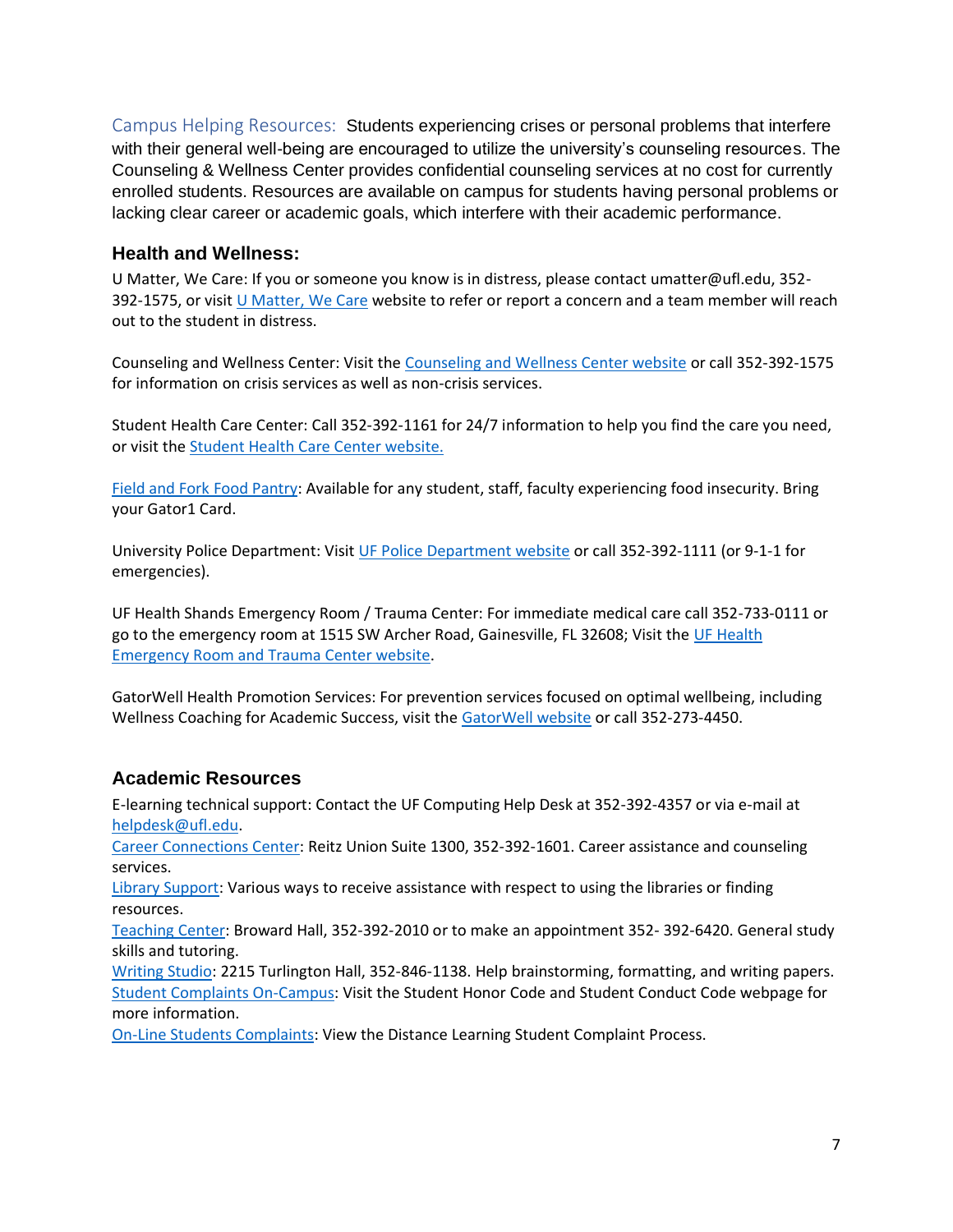Campus Helping Resources: Students experiencing crises or personal problems that interfere with their general well-being are encouraged to utilize the university's counseling resources. The Counseling & Wellness Center provides confidential counseling services at no cost for currently enrolled students. Resources are available on campus for students having personal problems or lacking clear career or academic goals, which interfere with their academic performance.

## Health and Wellness:

U Matter, We Care: If you or someone you know is in distress, please contact umatter@ufl.edu, 352-392-1575, or visit U Matter, We Care website to refer or report a concern and a team member will reach out to the student in distress.

Counseling and Wellness Center: Visit the Counseling and Wellness Center website or call 352-392-1575 for information on crisis services as well as non-crisis services.

Student Health Care Center: Call 352-392-1161 for 24/7 information to help you find the care you need, or visit the Student Health Care Center website.

Field and Fork Food Pantry: Available for any student, staff, faculty experiencing food insecurity. Bring your Gator1 Card.

University Police Department: Visit UF Police Department website or call 352-392-1111 (or 9-1-1 for emergencies).

UF Health Shands Emergency Room / Trauma Center: For immediate medical care call 352-733-0111 or go to the emergency room at 1515 SW Archer Road, Gainesville, FL 32608; Visit the UF Health Emergency Room and Trauma Center website.

GatorWell Health Promotion Services: For prevention services focused on optimal wellbeing, including Wellness Coaching for Academic Success, visit the GatorWell website or call 352-273-4450.

## Academic Resources

E-learning technical support: Contact the UF Computing Help Desk at 352-392-4357 or via e-mail at helpdesk@ufl.edu.
Career Connections Center: Reitz Union Suite 1300, 352-392-1601. Career assistance and counseling services.
Library Support: Various ways to receive assistance with respect to using the libraries or finding resources.
Teaching Center: Broward Hall, 352-392-2010 or to make an appointment 352- 392-6420. General study skills and tutoring.
Writing Studio: 2215 Turlington Hall, 352-846-1138. Help brainstorming, formatting, and writing papers.
Student Complaints On-Campus: Visit the Student Honor Code and Student Conduct Code webpage for more information.
On-Line Students Complaints: View the Distance Learning Student Complaint Process.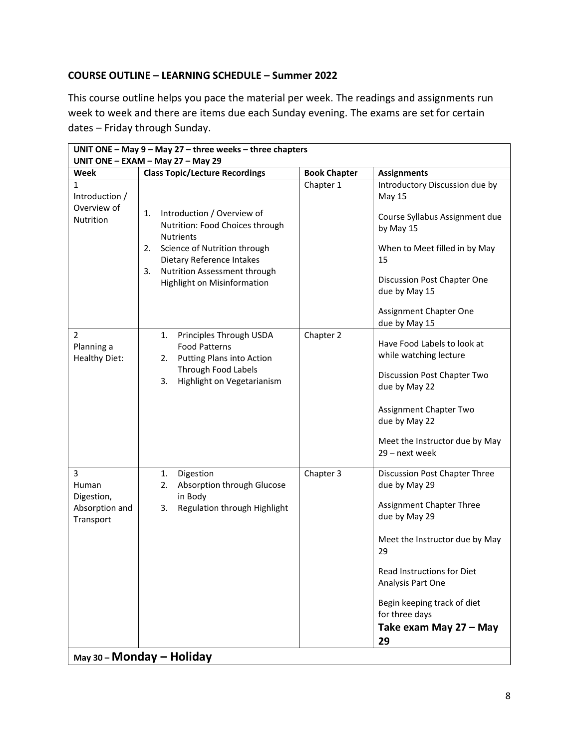## COURSE OUTLINE – LEARNING SCHEDULE – Summer 2022

This course outline helps you pace the material per week. The readings and assignments run week to week and there are items due each Sunday evening. The exams are set for certain dates – Friday through Sunday.

| UNIT ONE – May 9 – May 27 – three weeks – three chapters<br>UNIT ONE – EXAM – May 27 – May 29 | | | |
|---|---|---|---|
| **Week** | **Class Topic/Lecture Recordings** | **Book Chapter** | **Assignments** |
| 1<br>Introduction / Overview of Nutrition | 1. Introduction / Overview of Nutrition: Food Choices through Nutrients<br>2. Science of Nutrition through Dietary Reference Intakes<br>3. Nutrition Assessment through Highlight on Misinformation | Chapter 1 | Introductory Discussion due by May 15<br><br>Course Syllabus Assignment due by May 15<br><br>When to Meet filled in by May 15<br><br>Discussion Post Chapter One due by May 15<br><br>Assignment Chapter One due by May 15 |
| 2<br>Planning a Healthy Diet: | 1. Principles Through USDA Food Patterns<br>2. Putting Plans into Action Through Food Labels<br>3. Highlight on Vegetarianism | Chapter 2 | Have Food Labels to look at while watching lecture<br><br>Discussion Post Chapter Two due by May 22<br><br>Assignment Chapter Two due by May 22<br><br>Meet the Instructor due by May 29 – next week |
| 3<br>Human Digestion, Absorption and Transport | 1. Digestion<br>2. Absorption through Glucose in Body<br>3. Regulation through Highlight | Chapter 3 | Discussion Post Chapter Three due by May 29<br><br>Assignment Chapter Three due by May 29<br><br>Meet the Instructor due by May 29<br><br>Read Instructions for Diet Analysis Part One<br><br>Begin keeping track of diet for three days<br>**Take exam May 27 – May 29** |
| May 30 – **Monday – Holiday** | | | |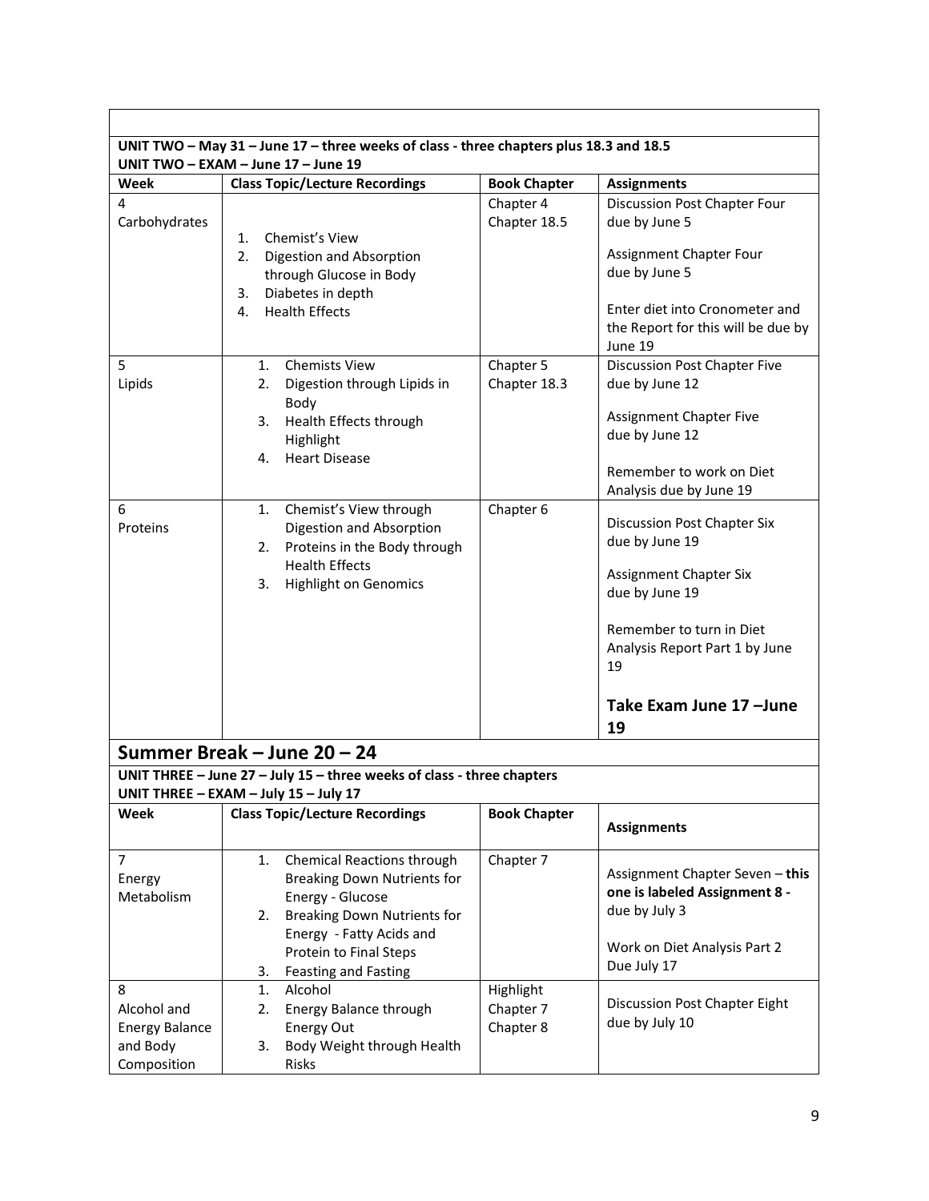**UNIT TWO – May 31 – June 17 – three weeks of class - three chapters plus 18.3 and 18.5**
**UNIT TWO – EXAM – June 17 – June 19**

| Week | Class Topic/Lecture Recordings | Book Chapter | Assignments |
|---|---|---|---|
| 4<br>Carbohydrates | 1. Chemist's View<br>2. Digestion and Absorption through Glucose in Body<br>3. Diabetes in depth<br>4. Health Effects | Chapter 4<br>Chapter 18.5 | Discussion Post Chapter Four due by June 5<br><br>Assignment Chapter Four due by June 5<br><br>Enter diet into Cronometer and the Report for this will be due by June 19 |
| 5<br>Lipids | 1. Chemists View<br>2. Digestion through Lipids in Body<br>3. Health Effects through Highlight<br>4. Heart Disease | Chapter 5<br>Chapter 18.3 | Discussion Post Chapter Five due by June 12<br><br>Assignment Chapter Five due by June 12<br><br>Remember to work on Diet Analysis due by June 19 |
| 6<br>Proteins | 1. Chemist's View through Digestion and Absorption<br>2. Proteins in the Body through Health Effects<br>3. Highlight on Genomics | Chapter 6 | Discussion Post Chapter Six due by June 19<br><br>Assignment Chapter Six due by June 19<br><br>Remember to turn in Diet Analysis Report Part 1 by June 19<br><br>**Take Exam June 17 –June 19** |

## Summer Break – June 20 – 24

**UNIT THREE – June 27 – July 15 – three weeks of class - three chapters**
**UNIT THREE – EXAM – July 15 – July 17**

| Week | Class Topic/Lecture Recordings | Book Chapter | Assignments |
|---|---|---|---|
| 7<br>Energy Metabolism | 1. Chemical Reactions through Breaking Down Nutrients for Energy - Glucose<br>2. Breaking Down Nutrients for Energy - Fatty Acids and Protein to Final Steps<br>3. Feasting and Fasting | Chapter 7 | Assignment Chapter Seven – **this one is labeled Assignment 8 -** due by July 3<br><br>Work on Diet Analysis Part 2 Due July 17 |
| 8<br>Alcohol and Energy Balance and Body Composition | 1. Alcohol<br>2. Energy Balance through Energy Out<br>3. Body Weight through Health Risks | Highlight Chapter 7<br>Chapter 8 | Discussion Post Chapter Eight due by July 10 |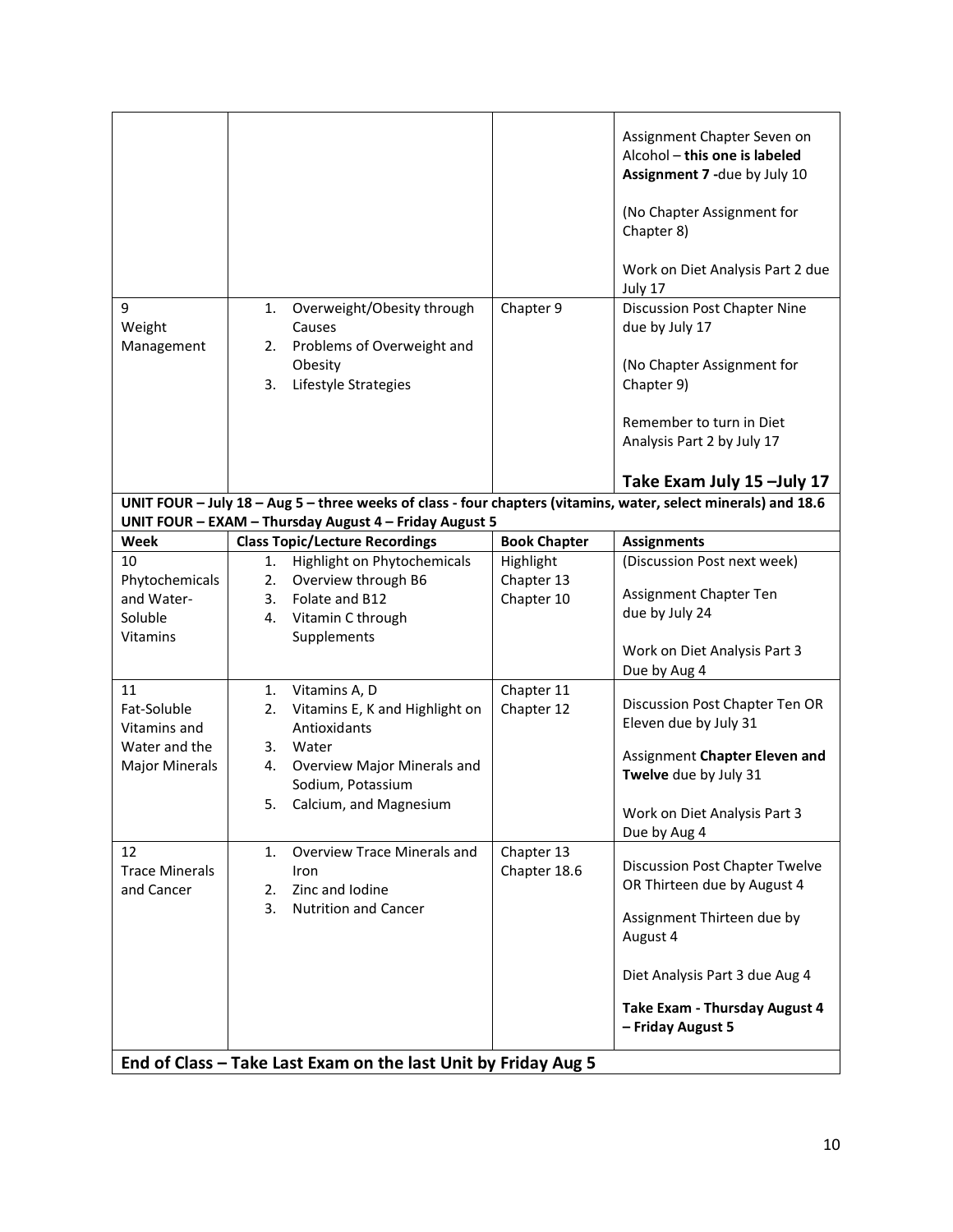| | | | |
|---|---|---|---|
| | | | Assignment Chapter Seven on Alcohol – **this one is labeled Assignment 7 -** due by July 10<br><br>(No Chapter Assignment for Chapter 8)<br><br>Work on Diet Analysis Part 2 due July 17 |
| 9<br>Weight Management | 1. Overweight/Obesity through Causes<br>2. Problems of Overweight and Obesity<br>3. Lifestyle Strategies | Chapter 9 | Discussion Post Chapter Nine due by July 17<br><br>(No Chapter Assignment for Chapter 9)<br><br>Remember to turn in Diet Analysis Part 2 by July 17<br><br>**Take Exam July 15 –July 17** |

**UNIT FOUR – July 18 – Aug 5 – three weeks of class - four chapters (vitamins, water, select minerals) and 18.6**
**UNIT FOUR – EXAM – Thursday August 4 – Friday August 5**

| Week | Class Topic/Lecture Recordings | Book Chapter | Assignments |
|---|---|---|---|
| 10<br>Phytochemicals and Water-Soluble Vitamins | 1. Highlight on Phytochemicals<br>2. Overview through B6<br>3. Folate and B12<br>4. Vitamin C through Supplements | Highlight<br>Chapter 13<br>Chapter 10 | (Discussion Post next week)<br><br>Assignment Chapter Ten due by July 24<br><br>Work on Diet Analysis Part 3 Due by Aug 4 |
| 11<br>Fat-Soluble Vitamins and Water and the Major Minerals | 1. Vitamins A, D<br>2. Vitamins E, K and Highlight on Antioxidants<br>3. Water<br>4. Overview Major Minerals and Sodium, Potassium<br>5. Calcium, and Magnesium | Chapter 11<br>Chapter 12 | Discussion Post Chapter Ten OR Eleven due by July 31<br><br>Assignment **Chapter Eleven and Twelve** due by July 31<br><br>Work on Diet Analysis Part 3 Due by Aug 4 |
| 12<br>Trace Minerals and Cancer | 1. Overview Trace Minerals and Iron<br>2. Zinc and Iodine<br>3. Nutrition and Cancer | Chapter 13<br>Chapter 18.6 | Discussion Post Chapter Twelve OR Thirteen due by August 4<br><br>Assignment Thirteen due by August 4<br><br>Diet Analysis Part 3 due Aug 4<br><br>**Take Exam - Thursday August 4 – Friday August 5** |

**End of Class – Take Last Exam on the last Unit by Friday Aug 5**